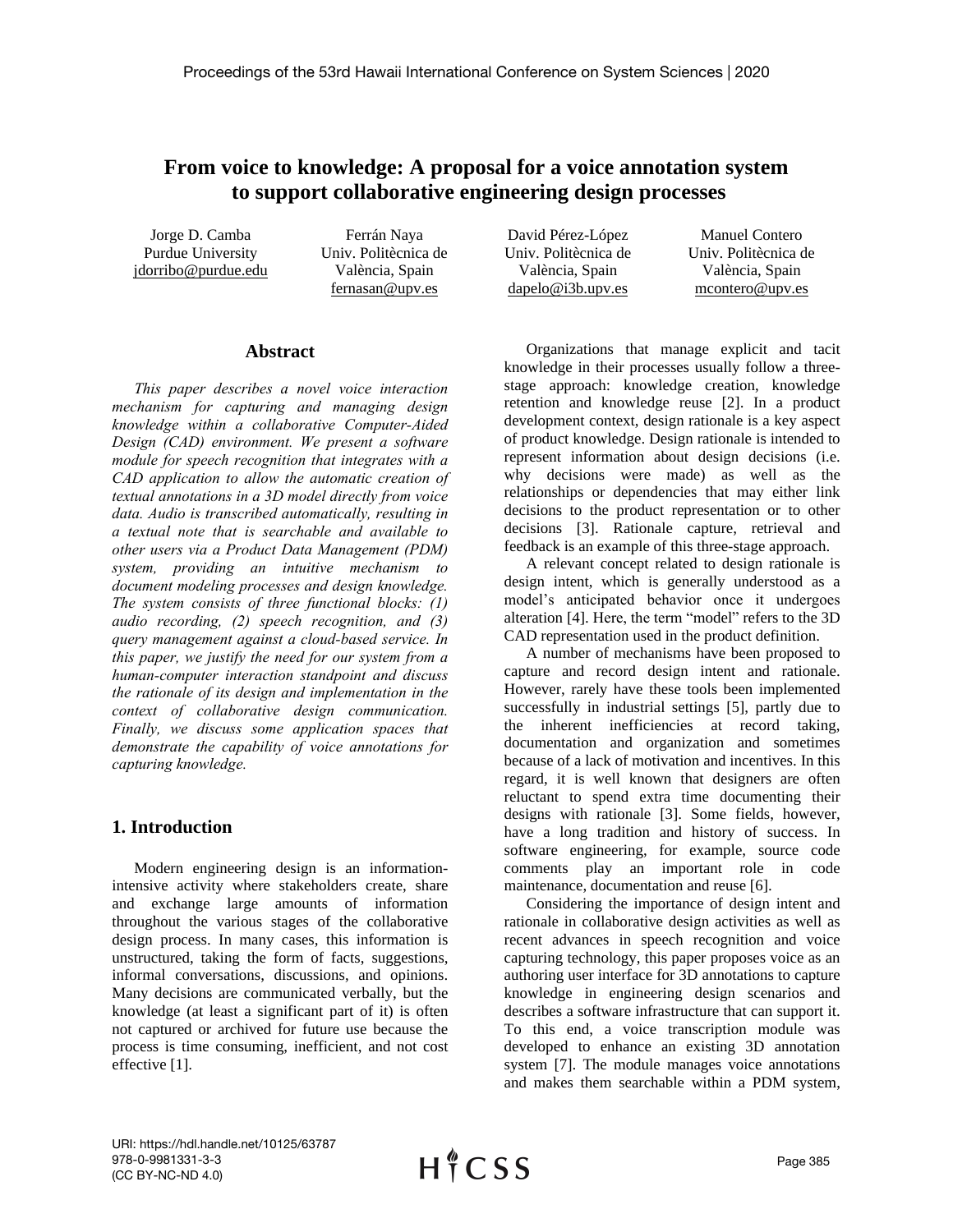# From voice to knowledge: A proposal for a voice annotation system to support collaborative engineering design processes

Jorge D. Camba
Purdue University
jdorribo@purdue.edu

Ferrán Naya
Univ. Politècnica de València, Spain
fernasan@upv.es

David Pérez-López
Univ. Politècnica de València, Spain
dapelo@i3b.upv.es

Manuel Contero
Univ. Politècnica de València, Spain
mcontero@upv.es

## Abstract

*This paper describes a novel voice interaction mechanism for capturing and managing design knowledge within a collaborative Computer-Aided Design (CAD) environment. We present a software module for speech recognition that integrates with a CAD application to allow the automatic creation of textual annotations in a 3D model directly from voice data. Audio is transcribed automatically, resulting in a textual note that is searchable and available to other users via a Product Data Management (PDM) system, providing an intuitive mechanism to document modeling processes and design knowledge. The system consists of three functional blocks: (1) audio recording, (2) speech recognition, and (3) query management against a cloud-based service. In this paper, we justify the need for our system from a human-computer interaction standpoint and discuss the rationale of its design and implementation in the context of collaborative design communication. Finally, we discuss some application spaces that demonstrate the capability of voice annotations for capturing knowledge.*

## 1. Introduction

Modern engineering design is an information-intensive activity where stakeholders create, share and exchange large amounts of information throughout the various stages of the collaborative design process. In many cases, this information is unstructured, taking the form of facts, suggestions, informal conversations, discussions, and opinions. Many decisions are communicated verbally, but the knowledge (at least a significant part of it) is often not captured or archived for future use because the process is time consuming, inefficient, and not cost effective [1].

Organizations that manage explicit and tacit knowledge in their processes usually follow a three-stage approach: knowledge creation, knowledge retention and knowledge reuse [2]. In a product development context, design rationale is a key aspect of product knowledge. Design rationale is intended to represent information about design decisions (i.e. why decisions were made) as well as the relationships or dependencies that may either link decisions to the product representation or to other decisions [3]. Rationale capture, retrieval and feedback is an example of this three-stage approach.

A relevant concept related to design rationale is design intent, which is generally understood as a model's anticipated behavior once it undergoes alteration [4]. Here, the term "model" refers to the 3D CAD representation used in the product definition.

A number of mechanisms have been proposed to capture and record design intent and rationale. However, rarely have these tools been implemented successfully in industrial settings [5], partly due to the inherent inefficiencies at record taking, documentation and organization and sometimes because of a lack of motivation and incentives. In this regard, it is well known that designers are often reluctant to spend extra time documenting their designs with rationale [3]. Some fields, however, have a long tradition and history of success. In software engineering, for example, source code comments play an important role in code maintenance, documentation and reuse [6].

Considering the importance of design intent and rationale in collaborative design activities as well as recent advances in speech recognition and voice capturing technology, this paper proposes voice as an authoring user interface for 3D annotations to capture knowledge in engineering design scenarios and describes a software infrastructure that can support it. To this end, a voice transcription module was developed to enhance an existing 3D annotation system [7]. The module manages voice annotations and makes them searchable within a PDM system,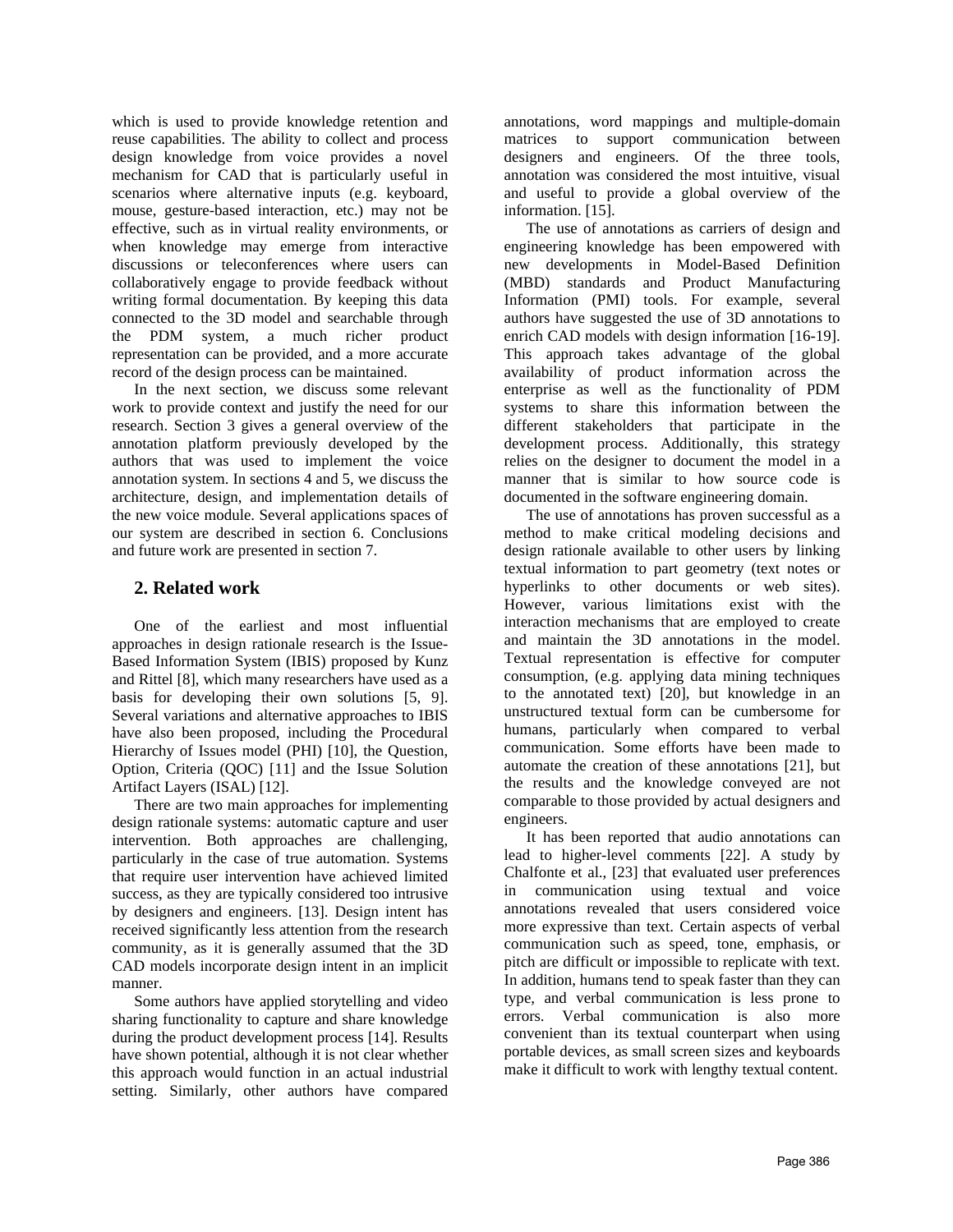which is used to provide knowledge retention and reuse capabilities. The ability to collect and process design knowledge from voice provides a novel mechanism for CAD that is particularly useful in scenarios where alternative inputs (e.g. keyboard, mouse, gesture-based interaction, etc.) may not be effective, such as in virtual reality environments, or when knowledge may emerge from interactive discussions or teleconferences where users can collaboratively engage to provide feedback without writing formal documentation. By keeping this data connected to the 3D model and searchable through the PDM system, a much richer product representation can be provided, and a more accurate record of the design process can be maintained.

In the next section, we discuss some relevant work to provide context and justify the need for our research. Section 3 gives a general overview of the annotation platform previously developed by the authors that was used to implement the voice annotation system. In sections 4 and 5, we discuss the architecture, design, and implementation details of the new voice module. Several applications spaces of our system are described in section 6. Conclusions and future work are presented in section 7.

## 2. Related work

One of the earliest and most influential approaches in design rationale research is the Issue-Based Information System (IBIS) proposed by Kunz and Rittel [8], which many researchers have used as a basis for developing their own solutions [5, 9]. Several variations and alternative approaches to IBIS have also been proposed, including the Procedural Hierarchy of Issues model (PHI) [10], the Question, Option, Criteria (QOC) [11] and the Issue Solution Artifact Layers (ISAL) [12].

There are two main approaches for implementing design rationale systems: automatic capture and user intervention. Both approaches are challenging, particularly in the case of true automation. Systems that require user intervention have achieved limited success, as they are typically considered too intrusive by designers and engineers. [13]. Design intent has received significantly less attention from the research community, as it is generally assumed that the 3D CAD models incorporate design intent in an implicit manner.

Some authors have applied storytelling and video sharing functionality to capture and share knowledge during the product development process [14]. Results have shown potential, although it is not clear whether this approach would function in an actual industrial setting. Similarly, other authors have compared annotations, word mappings and multiple-domain matrices to support communication between designers and engineers. Of the three tools, annotation was considered the most intuitive, visual and useful to provide a global overview of the information. [15].

The use of annotations as carriers of design and engineering knowledge has been empowered with new developments in Model-Based Definition (MBD) standards and Product Manufacturing Information (PMI) tools. For example, several authors have suggested the use of 3D annotations to enrich CAD models with design information [16-19]. This approach takes advantage of the global availability of product information across the enterprise as well as the functionality of PDM systems to share this information between the different stakeholders that participate in the development process. Additionally, this strategy relies on the designer to document the model in a manner that is similar to how source code is documented in the software engineering domain.

The use of annotations has proven successful as a method to make critical modeling decisions and design rationale available to other users by linking textual information to part geometry (text notes or hyperlinks to other documents or web sites). However, various limitations exist with the interaction mechanisms that are employed to create and maintain the 3D annotations in the model. Textual representation is effective for computer consumption, (e.g. applying data mining techniques to the annotated text) [20], but knowledge in an unstructured textual form can be cumbersome for humans, particularly when compared to verbal communication. Some efforts have been made to automate the creation of these annotations [21], but the results and the knowledge conveyed are not comparable to those provided by actual designers and engineers.

It has been reported that audio annotations can lead to higher-level comments [22]. A study by Chalfonte et al., [23] that evaluated user preferences in communication using textual and voice annotations revealed that users considered voice more expressive than text. Certain aspects of verbal communication such as speed, tone, emphasis, or pitch are difficult or impossible to replicate with text. In addition, humans tend to speak faster than they can type, and verbal communication is less prone to errors. Verbal communication is also more convenient than its textual counterpart when using portable devices, as small screen sizes and keyboards make it difficult to work with lengthy textual content.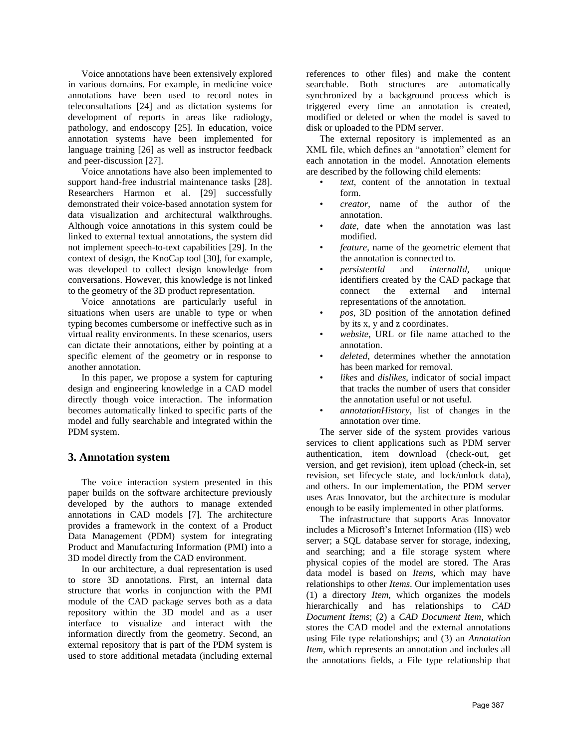Voice annotations have been extensively explored in various domains. For example, in medicine voice annotations have been used to record notes in teleconsultations [24] and as dictation systems for development of reports in areas like radiology, pathology, and endoscopy [25]. In education, voice annotation systems have been implemented for language training [26] as well as instructor feedback and peer-discussion [27].

Voice annotations have also been implemented to support hand-free industrial maintenance tasks [28]. Researchers Harmon et al. [29] successfully demonstrated their voice-based annotation system for data visualization and architectural walkthroughs. Although voice annotations in this system could be linked to external textual annotations, the system did not implement speech-to-text capabilities [29]. In the context of design, the KnoCap tool [30], for example, was developed to collect design knowledge from conversations. However, this knowledge is not linked to the geometry of the 3D product representation.

Voice annotations are particularly useful in situations when users are unable to type or when typing becomes cumbersome or ineffective such as in virtual reality environments. In these scenarios, users can dictate their annotations, either by pointing at a specific element of the geometry or in response to another annotation.

In this paper, we propose a system for capturing design and engineering knowledge in a CAD model directly though voice interaction. The information becomes automatically linked to specific parts of the model and fully searchable and integrated within the PDM system.

## 3. Annotation system

The voice interaction system presented in this paper builds on the software architecture previously developed by the authors to manage extended annotations in CAD models [7]. The architecture provides a framework in the context of a Product Data Management (PDM) system for integrating Product and Manufacturing Information (PMI) into a 3D model directly from the CAD environment.

In our architecture, a dual representation is used to store 3D annotations. First, an internal data structure that works in conjunction with the PMI module of the CAD package serves both as a data repository within the 3D model and as a user interface to visualize and interact with the information directly from the geometry. Second, an external repository that is part of the PDM system is used to store additional metadata (including external references to other files) and make the content searchable. Both structures are automatically synchronized by a background process which is triggered every time an annotation is created, modified or deleted or when the model is saved to disk or uploaded to the PDM server.

The external repository is implemented as an XML file, which defines an "annotation" element for each annotation in the model. Annotation elements are described by the following child elements:

- *text*, content of the annotation in textual form.
- *creator*, name of the author of the annotation.
- *date*, date when the annotation was last modified.
- *feature*, name of the geometric element that the annotation is connected to.
- *persistentId* and *internalId*, unique identifiers created by the CAD package that connect the external and internal representations of the annotation.
- *pos*, 3D position of the annotation defined by its x, y and z coordinates.
- *website*, URL or file name attached to the annotation.
- *deleted*, determines whether the annotation has been marked for removal.
- *likes* and *dislikes*, indicator of social impact that tracks the number of users that consider the annotation useful or not useful.
- *annotationHistory*, list of changes in the annotation over time.

The server side of the system provides various services to client applications such as PDM server authentication, item download (check-out, get version, and get revision), item upload (check-in, set revision, set lifecycle state, and lock/unlock data), and others. In our implementation, the PDM server uses Aras Innovator, but the architecture is modular enough to be easily implemented in other platforms.

The infrastructure that supports Aras Innovator includes a Microsoft's Internet Information (IIS) web server; a SQL database server for storage, indexing, and searching; and a file storage system where physical copies of the model are stored. The Aras data model is based on *Items*, which may have relationships to other *Items*. Our implementation uses (1) a directory *Item*, which organizes the models hierarchically and has relationships to *CAD Document Items*; (2) a *CAD Document Item*, which stores the CAD model and the external annotations using File type relationships; and (3) an *Annotation Item*, which represents an annotation and includes all the annotations fields, a File type relationship that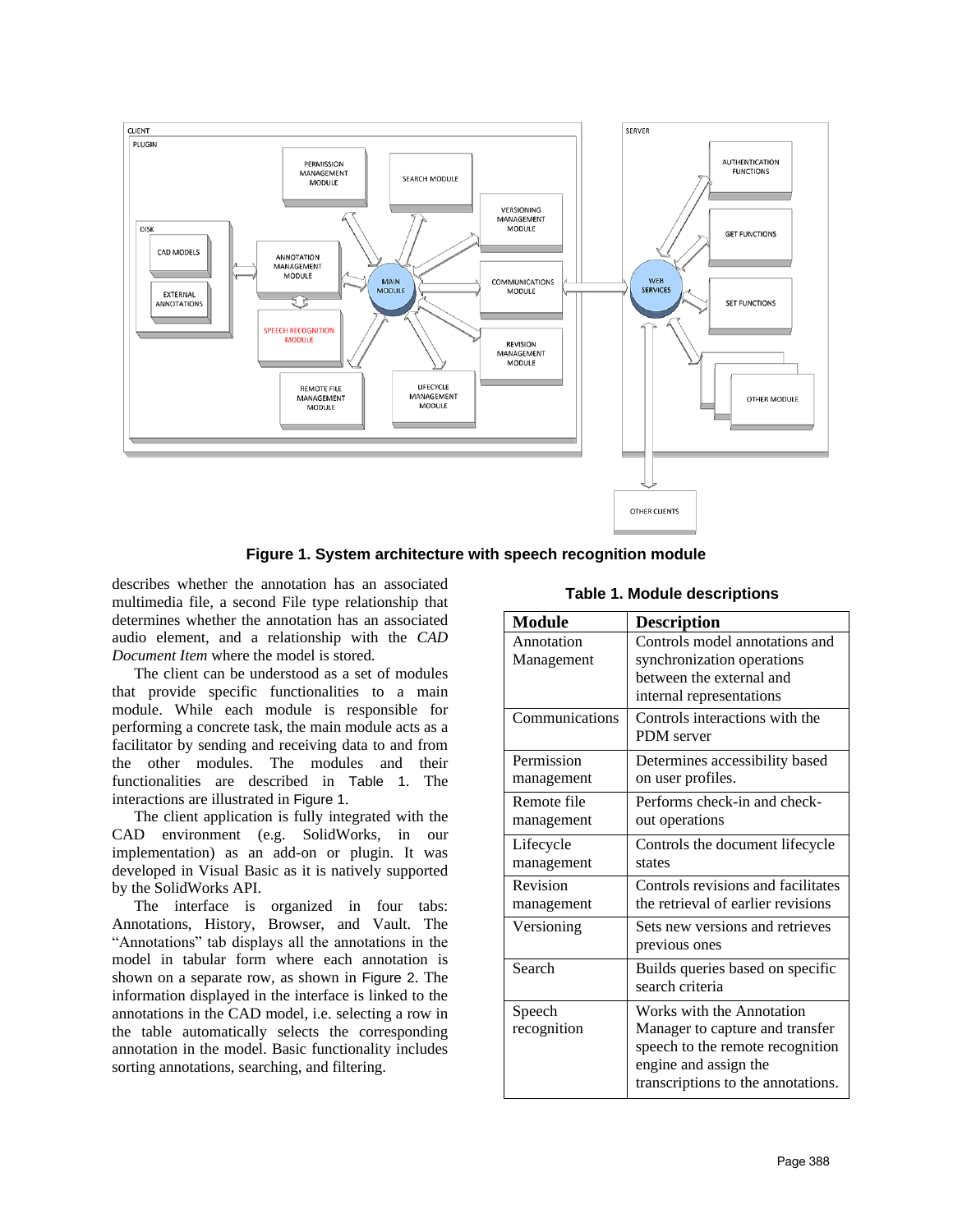**Figure 1. System architecture with speech recognition module**

describes whether the annotation has an associated multimedia file, a second File type relationship that determines whether the annotation has an associated audio element, and a relationship with the *CAD Document Item* where the model is stored.

The client can be understood as a set of modules that provide specific functionalities to a main module. While each module is responsible for performing a concrete task, the main module acts as a facilitator by sending and receiving data to and from the other modules. The modules and their functionalities are described in Table 1. The interactions are illustrated in Figure 1.

The client application is fully integrated with the CAD environment (e.g. SolidWorks, in our implementation) as an add-on or plugin. It was developed in Visual Basic as it is natively supported by the SolidWorks API.

The interface is organized in four tabs: Annotations, History, Browser, and Vault. The "Annotations" tab displays all the annotations in the model in tabular form where each annotation is shown on a separate row, as shown in Figure 2. The information displayed in the interface is linked to the annotations in the CAD model, i.e. selecting a row in the table automatically selects the corresponding annotation in the model. Basic functionality includes sorting annotations, searching, and filtering.

**Table 1. Module descriptions**

| Module | Description |
|---|---|
| Annotation Management | Controls model annotations and synchronization operations between the external and internal representations |
| Communications | Controls interactions with the PDM server |
| Permission management | Determines accessibility based on user profiles. |
| Remote file management | Performs check-in and check-out operations |
| Lifecycle management | Controls the document lifecycle states |
| Revision management | Controls revisions and facilitates the retrieval of earlier revisions |
| Versioning | Sets new versions and retrieves previous ones |
| Search | Builds queries based on specific search criteria |
| Speech recognition | Works with the Annotation Manager to capture and transfer speech to the remote recognition engine and assign the transcriptions to the annotations. |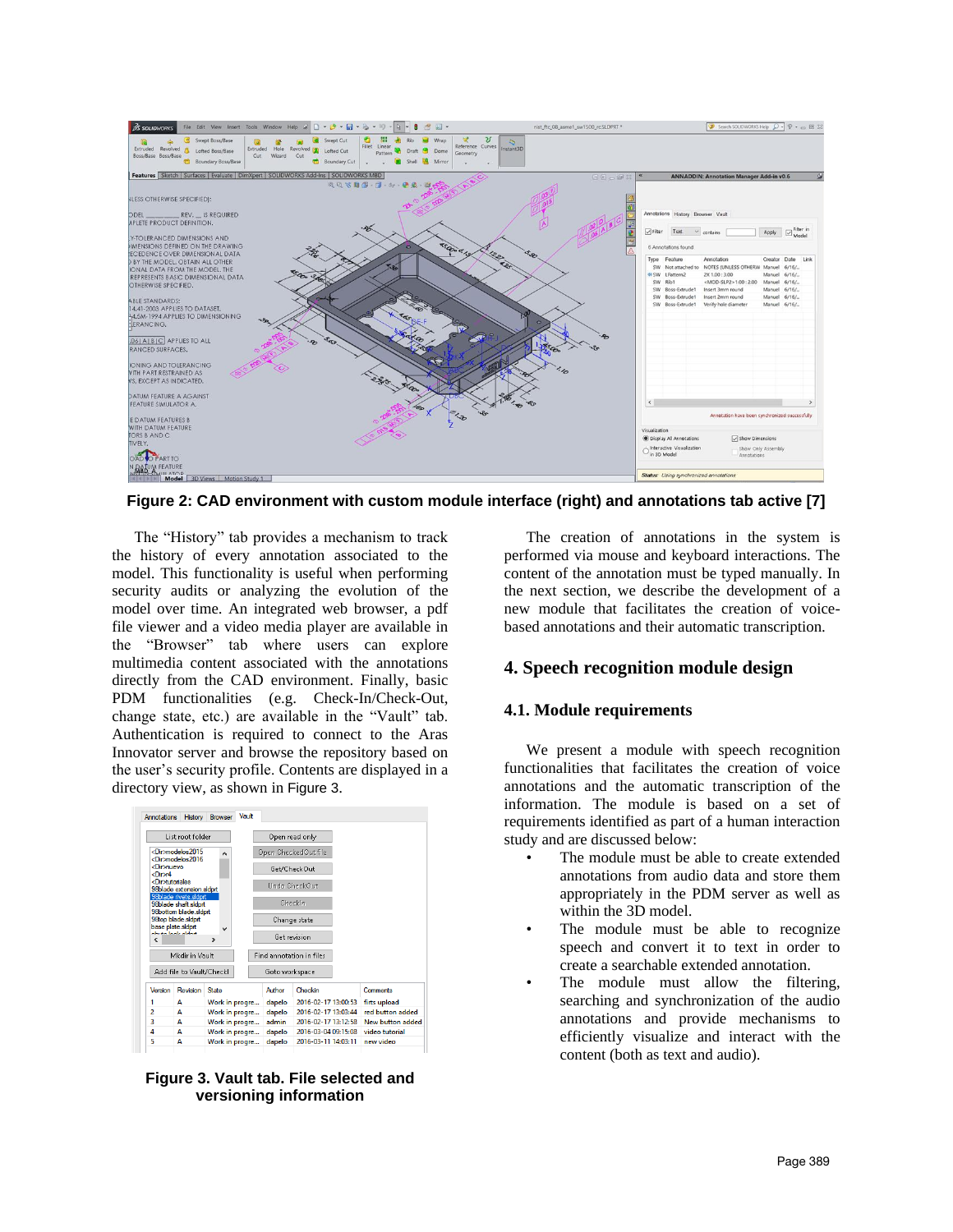Figure 2: CAD environment with custom module interface (right) and annotations tab active [7]

The "History" tab provides a mechanism to track the history of every annotation associated to the model. This functionality is useful when performing security audits or analyzing the evolution of the model over time. An integrated web browser, a pdf file viewer and a video media player are available in the "Browser" tab where users can explore multimedia content associated with the annotations directly from the CAD environment. Finally, basic PDM functionalities (e.g. Check-In/Check-Out, change state, etc.) are available in the "Vault" tab. Authentication is required to connect to the Aras Innovator server and browse the repository based on the user's security profile. Contents are displayed in a directory view, as shown in Figure 3.

Figure 3. Vault tab. File selected and versioning information

The creation of annotations in the system is performed via mouse and keyboard interactions. The content of the annotation must be typed manually. In the next section, we describe the development of a new module that facilitates the creation of voice-based annotations and their automatic transcription.

## 4. Speech recognition module design

### 4.1. Module requirements

We present a module with speech recognition functionalities that facilitates the creation of voice annotations and the automatic transcription of the information. The module is based on a set of requirements identified as part of a human interaction study and are discussed below:

- The module must be able to create extended annotations from audio data and store them appropriately in the PDM server as well as within the 3D model.
- The module must be able to recognize speech and convert it to text in order to create a searchable extended annotation.
- The module must allow the filtering, searching and synchronization of the audio annotations and provide mechanisms to efficiently visualize and interact with the content (both as text and audio).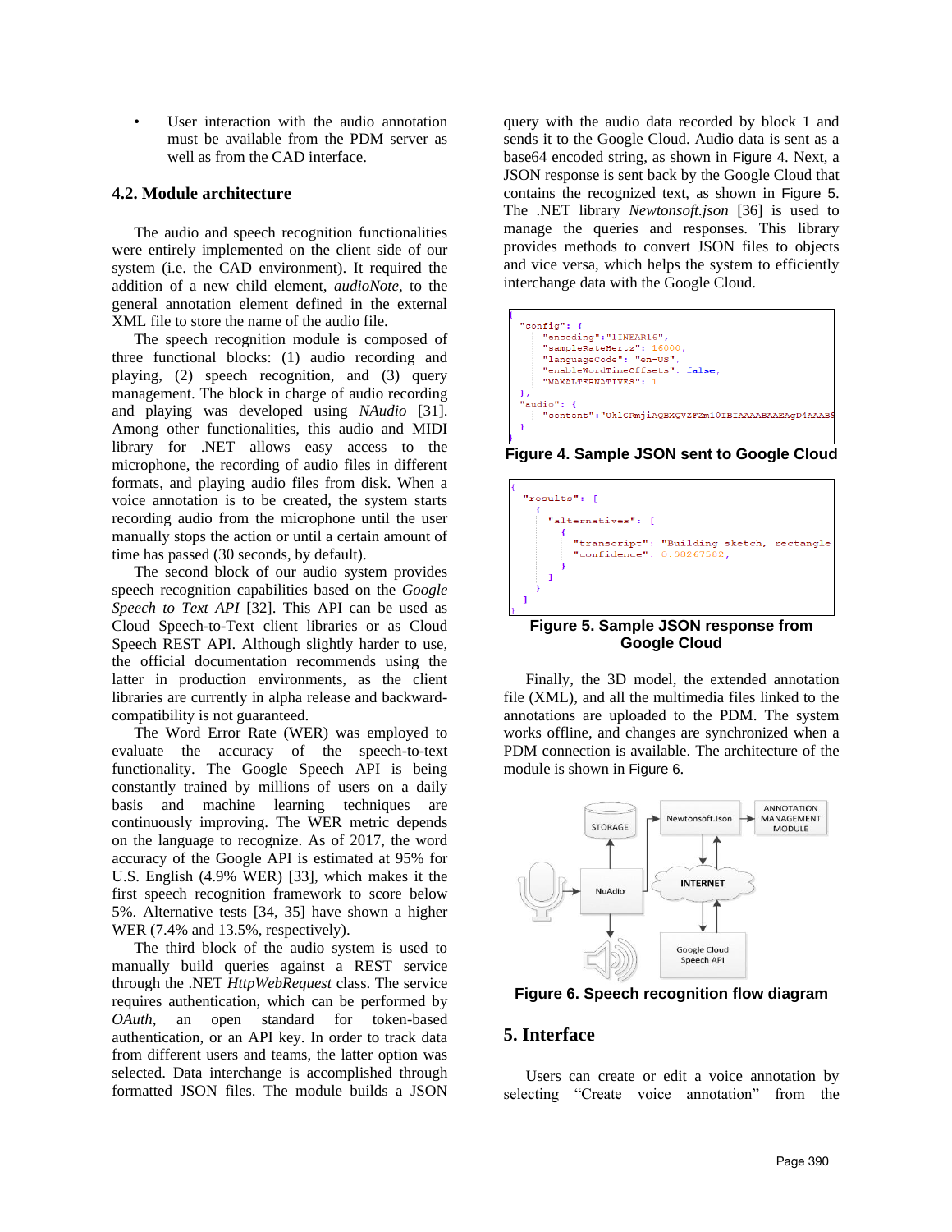- User interaction with the audio annotation must be available from the PDM server as well as from the CAD interface.

### 4.2. Module architecture

The audio and speech recognition functionalities were entirely implemented on the client side of our system (i.e. the CAD environment). It required the addition of a new child element, *audioNote*, to the general annotation element defined in the external XML file to store the name of the audio file.

The speech recognition module is composed of three functional blocks: (1) audio recording and playing, (2) speech recognition, and (3) query management. The block in charge of audio recording and playing was developed using *NAudio* [31]. Among other functionalities, this audio and MIDI library for .NET allows easy access to the microphone, the recording of audio files in different formats, and playing audio files from disk. When a voice annotation is to be created, the system starts recording audio from the microphone until the user manually stops the action or until a certain amount of time has passed (30 seconds, by default).

The second block of our audio system provides speech recognition capabilities based on the *Google Speech to Text API* [32]. This API can be used as Cloud Speech-to-Text client libraries or as Cloud Speech REST API. Although slightly harder to use, the official documentation recommends using the latter in production environments, as the client libraries are currently in alpha release and backward-compatibility is not guaranteed.

The Word Error Rate (WER) was employed to evaluate the accuracy of the speech-to-text functionality. The Google Speech API is being constantly trained by millions of users on a daily basis and machine learning techniques are continuously improving. The WER metric depends on the language to recognize. As of 2017, the word accuracy of the Google API is estimated at 95% for U.S. English (4.9% WER) [33], which makes it the first speech recognition framework to score below 5%. Alternative tests [34, 35] have shown a higher WER (7.4% and 13.5%, respectively).

The third block of the audio system is used to manually build queries against a REST service through the .NET *HttpWebRequest* class. The service requires authentication, which can be performed by *OAuth*, an open standard for token-based authentication, or an API key. In order to track data from different users and teams, the latter option was selected. Data interchange is accomplished through formatted JSON files. The module builds a JSON query with the audio data recorded by block 1 and sends it to the Google Cloud. Audio data is sent as a base64 encoded string, as shown in Figure 4. Next, a JSON response is sent back by the Google Cloud that contains the recognized text, as shown in Figure 5. The .NET library *Newtonsoft.json* [36] is used to manage the queries and responses. This library provides methods to convert JSON files to objects and vice versa, which helps the system to efficiently interchange data with the Google Cloud.

```
{
  "config": {
      "encoding":"LINEAR16",
      "sampleRateHertz": 16000,
      "languageCode": "en-US",
      "enableWordTimeOffsets": false,
      "MAXALTERNATIVES": 1
  },
  "audio": {
      "content":"UklGRmjiAQBXQVZFZm10IBIAAAABAAEAgD4AAAB$
  }
}
```

**Figure 4. Sample JSON sent to Google Cloud**

```
{
  "results": [
    {
      "alternatives": [
        {
          "transcript": "Building sketch, rectangle
          "confidence": 0.98267582,
        }
      ]
    }
  ]
}
```

**Figure 5. Sample JSON response from Google Cloud**

Finally, the 3D model, the extended annotation file (XML), and all the multimedia files linked to the annotations are uploaded to the PDM. The system works offline, and changes are synchronized when a PDM connection is available. The architecture of the module is shown in Figure 6.

**Figure 6. Speech recognition flow diagram**

## 5. Interface

Users can create or edit a voice annotation by selecting "Create voice annotation" from the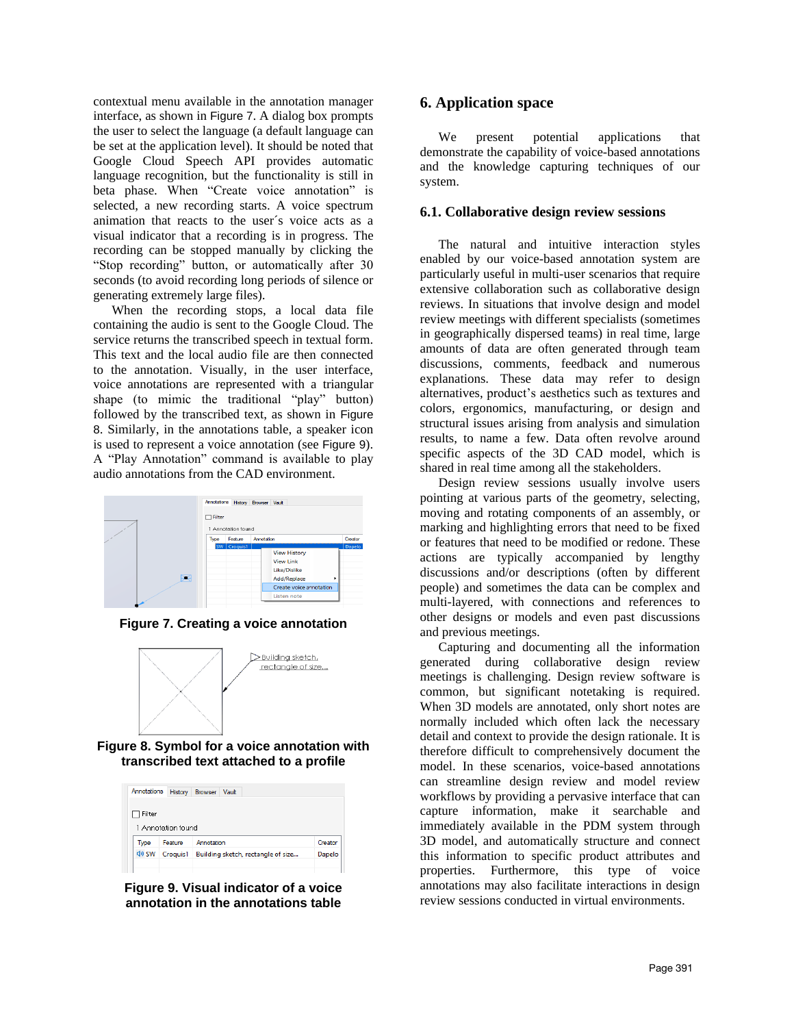contextual menu available in the annotation manager interface, as shown in Figure 7. A dialog box prompts the user to select the language (a default language can be set at the application level). It should be noted that Google Cloud Speech API provides automatic language recognition, but the functionality is still in beta phase. When "Create voice annotation" is selected, a new recording starts. A voice spectrum animation that reacts to the user´s voice acts as a visual indicator that a recording is in progress. The recording can be stopped manually by clicking the "Stop recording" button, or automatically after 30 seconds (to avoid recording long periods of silence or generating extremely large files).

When the recording stops, a local data file containing the audio is sent to the Google Cloud. The service returns the transcribed speech in textual form. This text and the local audio file are then connected to the annotation. Visually, in the user interface, voice annotations are represented with a triangular shape (to mimic the traditional "play" button) followed by the transcribed text, as shown in Figure 8. Similarly, in the annotations table, a speaker icon is used to represent a voice annotation (see Figure 9). A "Play Annotation" command is available to play audio annotations from the CAD environment.

**Figure 7. Creating a voice annotation**

**Figure 8. Symbol for a voice annotation with transcribed text attached to a profile**

**Figure 9. Visual indicator of a voice annotation in the annotations table**

## 6. Application space

We present potential applications that demonstrate the capability of voice-based annotations and the knowledge capturing techniques of our system.

### 6.1. Collaborative design review sessions

The natural and intuitive interaction styles enabled by our voice-based annotation system are particularly useful in multi-user scenarios that require extensive collaboration such as collaborative design reviews. In situations that involve design and model review meetings with different specialists (sometimes in geographically dispersed teams) in real time, large amounts of data are often generated through team discussions, comments, feedback and numerous explanations. These data may refer to design alternatives, product's aesthetics such as textures and colors, ergonomics, manufacturing, or design and structural issues arising from analysis and simulation results, to name a few. Data often revolve around specific aspects of the 3D CAD model, which is shared in real time among all the stakeholders.

Design review sessions usually involve users pointing at various parts of the geometry, selecting, moving and rotating components of an assembly, or marking and highlighting errors that need to be fixed or features that need to be modified or redone. These actions are typically accompanied by lengthy discussions and/or descriptions (often by different people) and sometimes the data can be complex and multi-layered, with connections and references to other designs or models and even past discussions and previous meetings.

Capturing and documenting all the information generated during collaborative design review meetings is challenging. Design review software is common, but significant notetaking is required. When 3D models are annotated, only short notes are normally included which often lack the necessary detail and context to provide the design rationale. It is therefore difficult to comprehensively document the model. In these scenarios, voice-based annotations can streamline design review and model review workflows by providing a pervasive interface that can capture information, make it searchable and immediately available in the PDM system through 3D model, and automatically structure and connect this information to specific product attributes and properties. Furthermore, this type of voice annotations may also facilitate interactions in design review sessions conducted in virtual environments.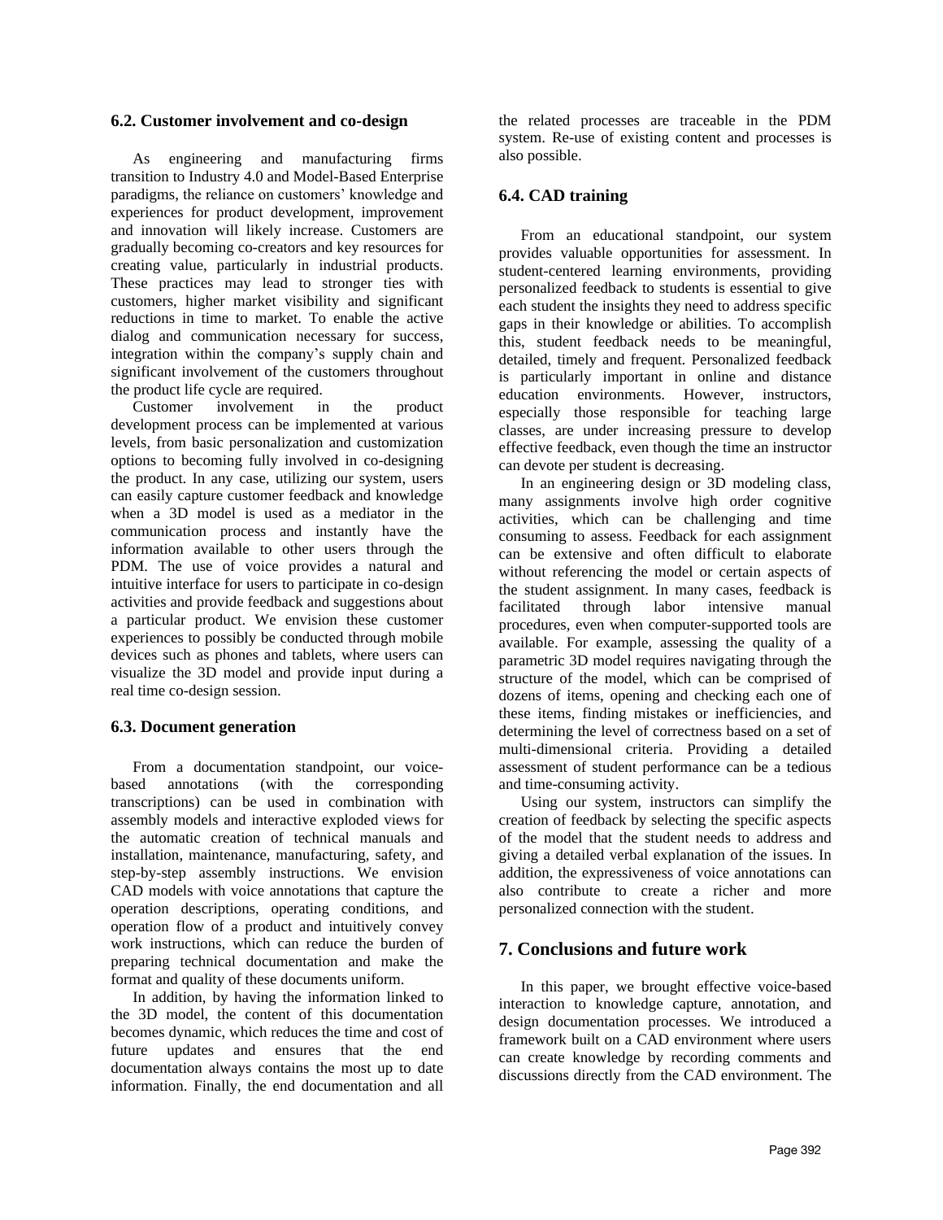### 6.2. Customer involvement and co-design

As engineering and manufacturing firms transition to Industry 4.0 and Model-Based Enterprise paradigms, the reliance on customers' knowledge and experiences for product development, improvement and innovation will likely increase. Customers are gradually becoming co-creators and key resources for creating value, particularly in industrial products. These practices may lead to stronger ties with customers, higher market visibility and significant reductions in time to market. To enable the active dialog and communication necessary for success, integration within the company's supply chain and significant involvement of the customers throughout the product life cycle are required.

Customer involvement in the product development process can be implemented at various levels, from basic personalization and customization options to becoming fully involved in co-designing the product. In any case, utilizing our system, users can easily capture customer feedback and knowledge when a 3D model is used as a mediator in the communication process and instantly have the information available to other users through the PDM. The use of voice provides a natural and intuitive interface for users to participate in co-design activities and provide feedback and suggestions about a particular product. We envision these customer experiences to possibly be conducted through mobile devices such as phones and tablets, where users can visualize the 3D model and provide input during a real time co-design session.

### 6.3. Document generation

From a documentation standpoint, our voice-based annotations (with the corresponding transcriptions) can be used in combination with assembly models and interactive exploded views for the automatic creation of technical manuals and installation, maintenance, manufacturing, safety, and step-by-step assembly instructions. We envision CAD models with voice annotations that capture the operation descriptions, operating conditions, and operation flow of a product and intuitively convey work instructions, which can reduce the burden of preparing technical documentation and make the format and quality of these documents uniform.

In addition, by having the information linked to the 3D model, the content of this documentation becomes dynamic, which reduces the time and cost of future updates and ensures that the end documentation always contains the most up to date information. Finally, the end documentation and all the related processes are traceable in the PDM system. Re-use of existing content and processes is also possible.

### 6.4. CAD training

From an educational standpoint, our system provides valuable opportunities for assessment. In student-centered learning environments, providing personalized feedback to students is essential to give each student the insights they need to address specific gaps in their knowledge or abilities. To accomplish this, student feedback needs to be meaningful, detailed, timely and frequent. Personalized feedback is particularly important in online and distance education environments. However, instructors, especially those responsible for teaching large classes, are under increasing pressure to develop effective feedback, even though the time an instructor can devote per student is decreasing.

In an engineering design or 3D modeling class, many assignments involve high order cognitive activities, which can be challenging and time consuming to assess. Feedback for each assignment can be extensive and often difficult to elaborate without referencing the model or certain aspects of the student assignment. In many cases, feedback is facilitated through labor intensive manual procedures, even when computer-supported tools are available. For example, assessing the quality of a parametric 3D model requires navigating through the structure of the model, which can be comprised of dozens of items, opening and checking each one of these items, finding mistakes or inefficiencies, and determining the level of correctness based on a set of multi-dimensional criteria. Providing a detailed assessment of student performance can be a tedious and time-consuming activity.

Using our system, instructors can simplify the creation of feedback by selecting the specific aspects of the model that the student needs to address and giving a detailed verbal explanation of the issues. In addition, the expressiveness of voice annotations can also contribute to create a richer and more personalized connection with the student.

## 7. Conclusions and future work

In this paper, we brought effective voice-based interaction to knowledge capture, annotation, and design documentation processes. We introduced a framework built on a CAD environment where users can create knowledge by recording comments and discussions directly from the CAD environment. The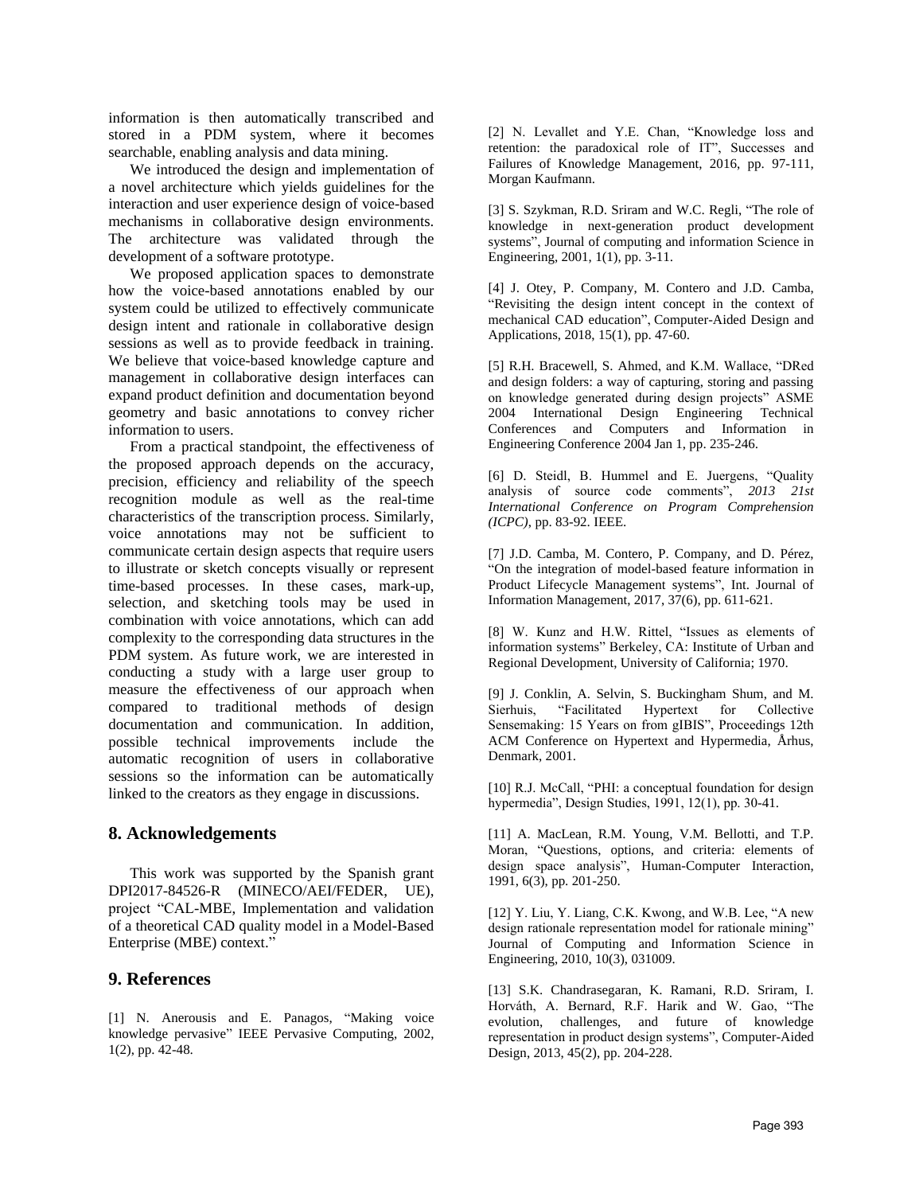information is then automatically transcribed and stored in a PDM system, where it becomes searchable, enabling analysis and data mining.

We introduced the design and implementation of a novel architecture which yields guidelines for the interaction and user experience design of voice-based mechanisms in collaborative design environments. The architecture was validated through the development of a software prototype.

We proposed application spaces to demonstrate how the voice-based annotations enabled by our system could be utilized to effectively communicate design intent and rationale in collaborative design sessions as well as to provide feedback in training. We believe that voice-based knowledge capture and management in collaborative design interfaces can expand product definition and documentation beyond geometry and basic annotations to convey richer information to users.

From a practical standpoint, the effectiveness of the proposed approach depends on the accuracy, precision, efficiency and reliability of the speech recognition module as well as the real-time characteristics of the transcription process. Similarly, voice annotations may not be sufficient to communicate certain design aspects that require users to illustrate or sketch concepts visually or represent time-based processes. In these cases, mark-up, selection, and sketching tools may be used in combination with voice annotations, which can add complexity to the corresponding data structures in the PDM system. As future work, we are interested in conducting a study with a large user group to measure the effectiveness of our approach when compared to traditional methods of design documentation and communication. In addition, possible technical improvements include the automatic recognition of users in collaborative sessions so the information can be automatically linked to the creators as they engage in discussions.

## 8. Acknowledgements

This work was supported by the Spanish grant DPI2017-84526-R (MINECO/AEI/FEDER, UE), project "CAL-MBE, Implementation and validation of a theoretical CAD quality model in a Model-Based Enterprise (MBE) context."

## 9. References

[1] N. Anerousis and E. Panagos, "Making voice knowledge pervasive" IEEE Pervasive Computing, 2002, 1(2), pp. 42-48.

[2] N. Levallet and Y.E. Chan, "Knowledge loss and retention: the paradoxical role of IT", Successes and Failures of Knowledge Management, 2016, pp. 97-111, Morgan Kaufmann.

[3] S. Szykman, R.D. Sriram and W.C. Regli, "The role of knowledge in next-generation product development systems", Journal of computing and information Science in Engineering, 2001, 1(1), pp. 3-11.

[4] J. Otey, P. Company, M. Contero and J.D. Camba, "Revisiting the design intent concept in the context of mechanical CAD education", Computer-Aided Design and Applications, 2018, 15(1), pp. 47-60.

[5] R.H. Bracewell, S. Ahmed, and K.M. Wallace, "DRed and design folders: a way of capturing, storing and passing on knowledge generated during design projects" ASME 2004 International Design Engineering Technical Conferences and Computers and Information in Engineering Conference 2004 Jan 1, pp. 235-246.

[6] D. Steidl, B. Hummel and E. Juergens, "Quality analysis of source code comments", *2013 21st International Conference on Program Comprehension (ICPC)*, pp. 83-92. IEEE.

[7] J.D. Camba, M. Contero, P. Company, and D. Pérez, "On the integration of model-based feature information in Product Lifecycle Management systems", Int. Journal of Information Management, 2017, 37(6), pp. 611-621.

[8] W. Kunz and H.W. Rittel, "Issues as elements of information systems" Berkeley, CA: Institute of Urban and Regional Development, University of California; 1970.

[9] J. Conklin, A. Selvin, S. Buckingham Shum, and M. Sierhuis, "Facilitated Hypertext for Collective Sensemaking: 15 Years on from gIBIS", Proceedings 12th ACM Conference on Hypertext and Hypermedia, Århus, Denmark, 2001.

[10] R.J. McCall, "PHI: a conceptual foundation for design hypermedia", Design Studies, 1991, 12(1), pp. 30-41.

[11] A. MacLean, R.M. Young, V.M. Bellotti, and T.P. Moran, "Questions, options, and criteria: elements of design space analysis", Human-Computer Interaction, 1991, 6(3), pp. 201-250.

[12] Y. Liu, Y. Liang, C.K. Kwong, and W.B. Lee, "A new design rationale representation model for rationale mining" Journal of Computing and Information Science in Engineering, 2010, 10(3), 031009.

[13] S.K. Chandrasegaran, K. Ramani, R.D. Sriram, I. Horváth, A. Bernard, R.F. Harik and W. Gao, "The evolution, challenges, and future of knowledge representation in product design systems", Computer-Aided Design, 2013, 45(2), pp. 204-228.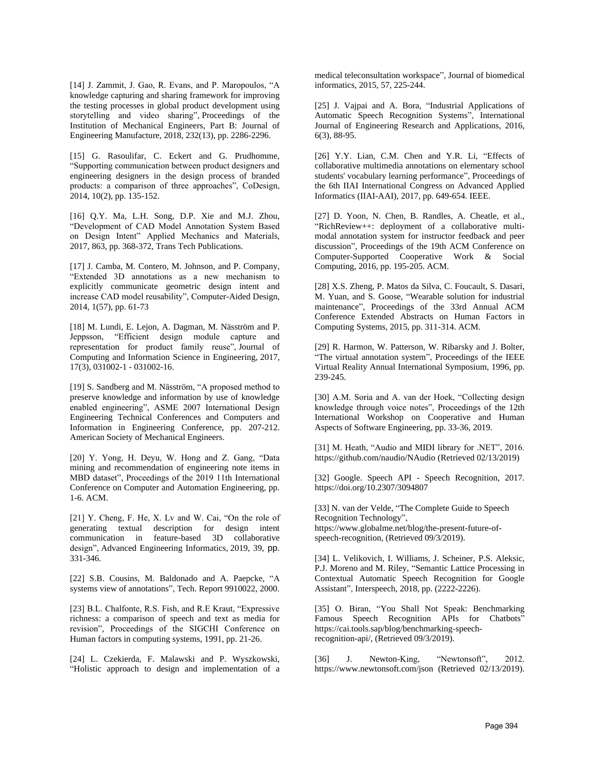[14] J. Zammit, J. Gao, R. Evans, and P. Maropoulos, "A knowledge capturing and sharing framework for improving the testing processes in global product development using storytelling and video sharing", Proceedings of the Institution of Mechanical Engineers, Part B: Journal of Engineering Manufacture, 2018, 232(13), pp. 2286-2296.

[15] G. Rasoulifar, C. Eckert and G. Prudhomme, "Supporting communication between product designers and engineering designers in the design process of branded products: a comparison of three approaches", CoDesign, 2014, 10(2), pp. 135-152.

[16] Q.Y. Ma, L.H. Song, D.P. Xie and M.J. Zhou, "Development of CAD Model Annotation System Based on Design Intent" Applied Mechanics and Materials, 2017, 863, pp. 368-372, Trans Tech Publications.

[17] J. Camba, M. Contero, M. Johnson, and P. Company, "Extended 3D annotations as a new mechanism to explicitly communicate geometric design intent and increase CAD model reusability", Computer-Aided Design, 2014, 1(57), pp. 61-73

[18] M. Lundi, E. Lejon, A. Dagman, M. Näsström and P. Jeppsson, "Efficient design module capture and representation for product family reuse", Journal of Computing and Information Science in Engineering, 2017, 17(3), 031002-1 - 031002-16.

[19] S. Sandberg and M. Näsström, "A proposed method to preserve knowledge and information by use of knowledge enabled engineering", ASME 2007 International Design Engineering Technical Conferences and Computers and Information in Engineering Conference, pp. 207-212. American Society of Mechanical Engineers.

[20] Y. Yong, H. Deyu, W. Hong and Z. Gang, "Data mining and recommendation of engineering note items in MBD dataset", Proceedings of the 2019 11th International Conference on Computer and Automation Engineering, pp. 1-6. ACM.

[21] Y. Cheng, F. He, X. Lv and W. Cai, "On the role of generating textual description for design intent communication in feature-based 3D collaborative design", Advanced Engineering Informatics, 2019, 39, pp. 331-346.

[22] S.B. Cousins, M. Baldonado and A. Paepcke, "A systems view of annotations", Tech. Report 9910022, 2000.

[23] B.L. Chalfonte, R.S. Fish, and R.E Kraut, "Expressive richness: a comparison of speech and text as media for revision", Proceedings of the SIGCHI Conference on Human factors in computing systems, 1991, pp. 21-26.

[24] L. Czekierda, F. Malawski and P. Wyszkowski, "Holistic approach to design and implementation of a medical teleconsultation workspace", Journal of biomedical informatics, 2015, 57, 225-244.

[25] J. Vajpai and A. Bora, "Industrial Applications of Automatic Speech Recognition Systems", International Journal of Engineering Research and Applications, 2016, 6(3), 88-95.

[26] Y.Y. Lian, C.M. Chen and Y.R. Li, "Effects of collaborative multimedia annotations on elementary school students' vocabulary learning performance", Proceedings of the 6th IIAI International Congress on Advanced Applied Informatics (IIAI-AAI), 2017, pp. 649-654. IEEE.

[27] D. Yoon, N. Chen, B. Randles, A. Cheatle, et al., "RichReview++: deployment of a collaborative multi-modal annotation system for instructor feedback and peer discussion", Proceedings of the 19th ACM Conference on Computer-Supported Cooperative Work & Social Computing, 2016, pp. 195-205. ACM.

[28] X.S. Zheng, P. Matos da Silva, C. Foucault, S. Dasari, M. Yuan, and S. Goose, "Wearable solution for industrial maintenance", Proceedings of the 33rd Annual ACM Conference Extended Abstracts on Human Factors in Computing Systems, 2015, pp. 311-314. ACM.

[29] R. Harmon, W. Patterson, W. Ribarsky and J. Bolter, "The virtual annotation system", Proceedings of the IEEE Virtual Reality Annual International Symposium, 1996, pp. 239-245.

[30] A.M. Soria and A. van der Hoek, "Collecting design knowledge through voice notes", Proceedings of the 12th International Workshop on Cooperative and Human Aspects of Software Engineering, pp. 33-36, 2019.

[31] M. Heath, "Audio and MIDI library for .NET", 2016. https://github.com/naudio/NAudio (Retrieved 02/13/2019)

[32] Google. Speech API - Speech Recognition, 2017. https://doi.org/10.2307/3094807

[33] N. van der Velde, "The Complete Guide to Speech Recognition Technology", https://www.globalme.net/blog/the-present-future-of-speech-recognition, (Retrieved 09/3/2019).

[34] L. Velikovich, I. Williams, J. Scheiner, P.S. Aleksic, P.J. Moreno and M. Riley, "Semantic Lattice Processing in Contextual Automatic Speech Recognition for Google Assistant", Interspeech, 2018, pp. (2222-2226).

[35] O. Biran, "You Shall Not Speak: Benchmarking Famous Speech Recognition APIs for Chatbots" https://cai.tools.sap/blog/benchmarking-speech-recognition-api/, (Retrieved 09/3/2019).

[36] J. Newton-King, "Newtonsoft", 2012. https://www.newtonsoft.com/json (Retrieved 02/13/2019).